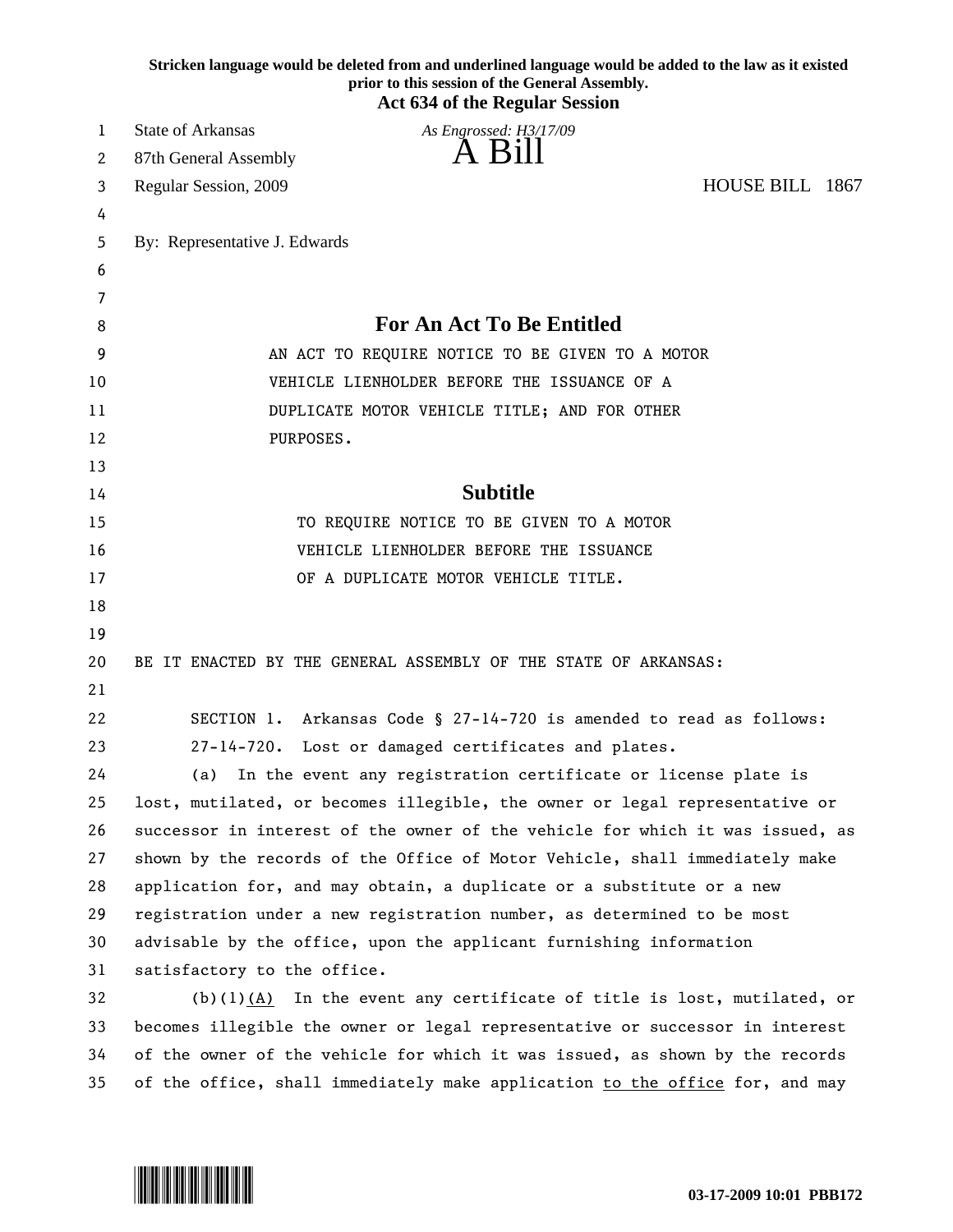**Stricken language would be deleted from and underlined language would be added to the law as it existed prior to this session of the General Assembly.**

**Act 634 of the Regular Session**

State of Arkansas
87th General Assembly
Regular Session, 2009

*As Engrossed: H3/17/09*

# A Bill

HOUSE BILL 1867

By: Representative J. Edwards

## For An Act To Be Entitled

AN ACT TO REQUIRE NOTICE TO BE GIVEN TO A MOTOR VEHICLE LIENHOLDER BEFORE THE ISSUANCE OF A DUPLICATE MOTOR VEHICLE TITLE; AND FOR OTHER PURPOSES.

## Subtitle

TO REQUIRE NOTICE TO BE GIVEN TO A MOTOR VEHICLE LIENHOLDER BEFORE THE ISSUANCE OF A DUPLICATE MOTOR VEHICLE TITLE.

BE IT ENACTED BY THE GENERAL ASSEMBLY OF THE STATE OF ARKANSAS:

SECTION 1. Arkansas Code § 27-14-720 is amended to read as follows:

27-14-720. Lost or damaged certificates and plates.

(a) In the event any registration certificate or license plate is lost, mutilated, or becomes illegible, the owner or legal representative or successor in interest of the owner of the vehicle for which it was issued, as shown by the records of the Office of Motor Vehicle, shall immediately make application for, and may obtain, a duplicate or a substitute or a new registration under a new registration number, as determined to be most advisable by the office, upon the applicant furnishing information satisfactory to the office.

(b)(1)<u>(A)</u> In the event any certificate of title is lost, mutilated, or becomes illegible the owner or legal representative or successor in interest of the owner of the vehicle for which it was issued, as shown by the records of the office, shall immediately make application <u>to the office</u> for, and may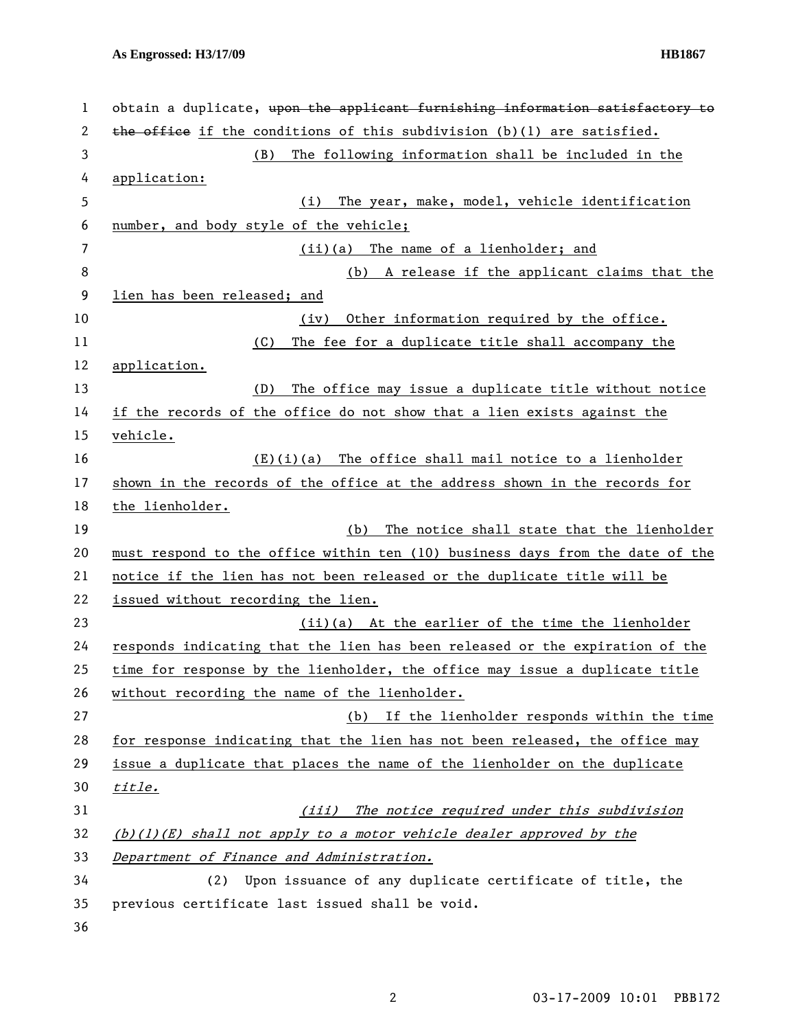obtain a duplicate, ~~upon the applicant furnishing information satisfactory to the office~~ if the conditions of this subdivision (b)(1) are satisfied.

(B) The following information shall be included in the application:

(i) The year, make, model, vehicle identification number, and body style of the vehicle;

(ii)(a) The name of a lienholder; and

(b) A release if the applicant claims that the lien has been released; and

(iv) Other information required by the office.

(C) The fee for a duplicate title shall accompany the application.

(D) The office may issue a duplicate title without notice if the records of the office do not show that a lien exists against the vehicle.

(E)(i)(a) The office shall mail notice to a lienholder shown in the records of the office at the address shown in the records for the lienholder.

(b) The notice shall state that the lienholder must respond to the office within ten (10) business days from the date of the notice if the lien has not been released or the duplicate title will be issued without recording the lien.

(ii)(a) At the earlier of the time the lienholder responds indicating that the lien has been released or the expiration of the time for response by the lienholder, the office may issue a duplicate title without recording the name of the lienholder.

(b) If the lienholder responds within the time for response indicating that the lien has not been released, the office may issue a duplicate that places the name of the lienholder on the duplicate *title.*

*(iii) The notice required under this subdivision (b)(1)(E) shall not apply to a motor vehicle dealer approved by the Department of Finance and Administration.*

(2) Upon issuance of any duplicate certificate of title, the previous certificate last issued shall be void.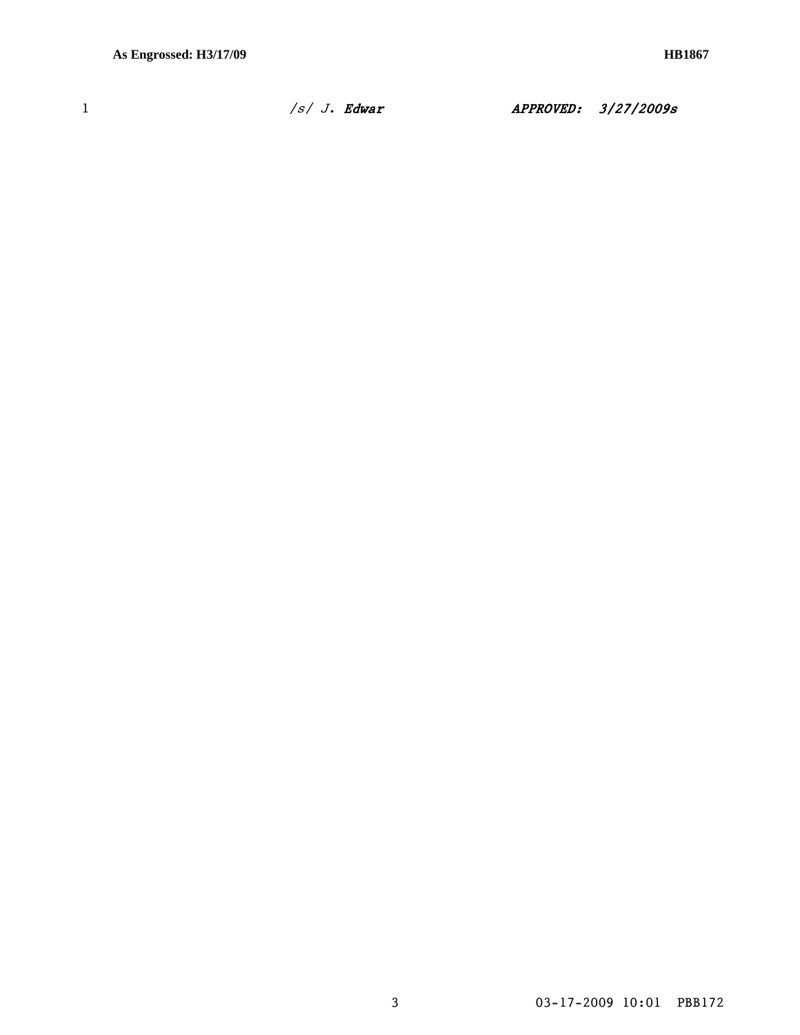/s/ J. Edwar APPROVED: 3/27/2009s